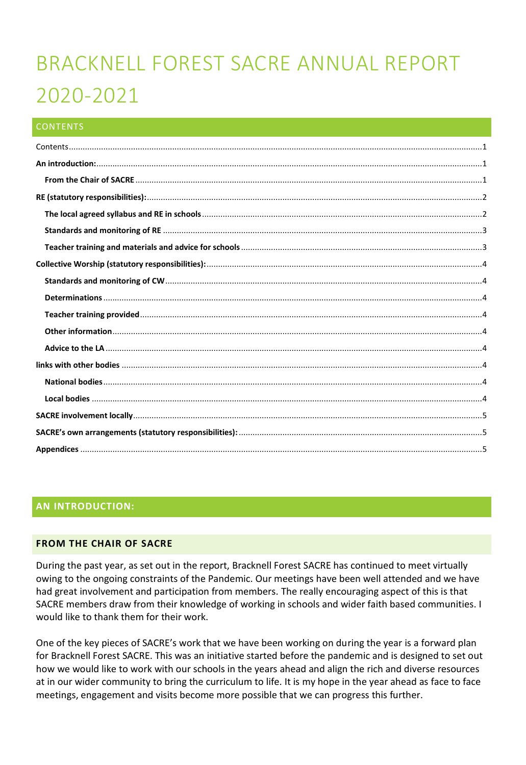# BRACKNELL FOREST SACRE ANNUAL REPORT 2020-2021

## CONTENTS

Contents....1

**An introduction:**....1

- **From the Chair of SACRE**....1

**RE (statutory responsibilities):**....2

- **The local agreed syllabus and RE in schools**....2
- **Standards and monitoring of RE**....3
- **Teacher training and materials and advice for schools**....3

**Collective Worship (statutory responsibilities):**....4

- **Standards and monitoring of CW**....4
- **Determinations**....4
- **Teacher training provided**....4
- **Other information**....4
- **Advice to the LA**....4

**links with other bodies**....4

- **National bodies**....4
- **Local bodies**....4

**SACRE involvement locally**....5

**SACRE's own arrangements (statutory responsibilities):**....5

**Appendices**....5

## AN INTRODUCTION:

### FROM THE CHAIR OF SACRE

During the past year, as set out in the report, Bracknell Forest SACRE has continued to meet virtually owing to the ongoing constraints of the Pandemic. Our meetings have been well attended and we have had great involvement and participation from members. The really encouraging aspect of this is that SACRE members draw from their knowledge of working in schools and wider faith based communities. I would like to thank them for their work.

One of the key pieces of SACRE's work that we have been working on during the year is a forward plan for Bracknell Forest SACRE. This was an initiative started before the pandemic and is designed to set out how we would like to work with our schools in the years ahead and align the rich and diverse resources at in our wider community to bring the curriculum to life. It is my hope in the year ahead as face to face meetings, engagement and visits become more possible that we can progress this further.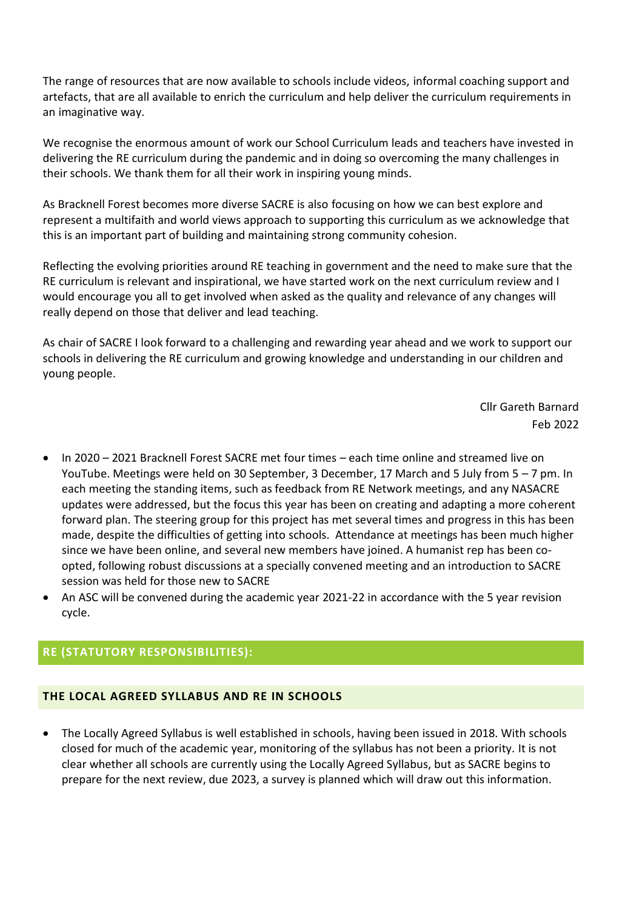The range of resources that are now available to schools include videos, informal coaching support and artefacts, that are all available to enrich the curriculum and help deliver the curriculum requirements in an imaginative way.

We recognise the enormous amount of work our School Curriculum leads and teachers have invested in delivering the RE curriculum during the pandemic and in doing so overcoming the many challenges in their schools. We thank them for all their work in inspiring young minds.

As Bracknell Forest becomes more diverse SACRE is also focusing on how we can best explore and represent a multifaith and world views approach to supporting this curriculum as we acknowledge that this is an important part of building and maintaining strong community cohesion.

Reflecting the evolving priorities around RE teaching in government and the need to make sure that the RE curriculum is relevant and inspirational, we have started work on the next curriculum review and I would encourage you all to get involved when asked as the quality and relevance of any changes will really depend on those that deliver and lead teaching.

As chair of SACRE I look forward to a challenging and rewarding year ahead and we work to support our schools in delivering the RE curriculum and growing knowledge and understanding in our children and young people.

Cllr Gareth Barnard
Feb 2022

- In 2020 – 2021 Bracknell Forest SACRE met four times – each time online and streamed live on YouTube. Meetings were held on 30 September, 3 December, 17 March and 5 July from 5 – 7 pm. In each meeting the standing items, such as feedback from RE Network meetings, and any NASACRE updates were addressed, but the focus this year has been on creating and adapting a more coherent forward plan. The steering group for this project has met several times and progress in this has been made, despite the difficulties of getting into schools. Attendance at meetings has been much higher since we have been online, and several new members have joined. A humanist rep has been co-opted, following robust discussions at a specially convened meeting and an introduction to SACRE session was held for those new to SACRE
- An ASC will be convened during the academic year 2021-22 in accordance with the 5 year revision cycle.

## RE (STATUTORY RESPONSIBILITIES):

### THE LOCAL AGREED SYLLABUS AND RE IN SCHOOLS

- The Locally Agreed Syllabus is well established in schools, having been issued in 2018. With schools closed for much of the academic year, monitoring of the syllabus has not been a priority. It is not clear whether all schools are currently using the Locally Agreed Syllabus, but as SACRE begins to prepare for the next review, due 2023, a survey is planned which will draw out this information.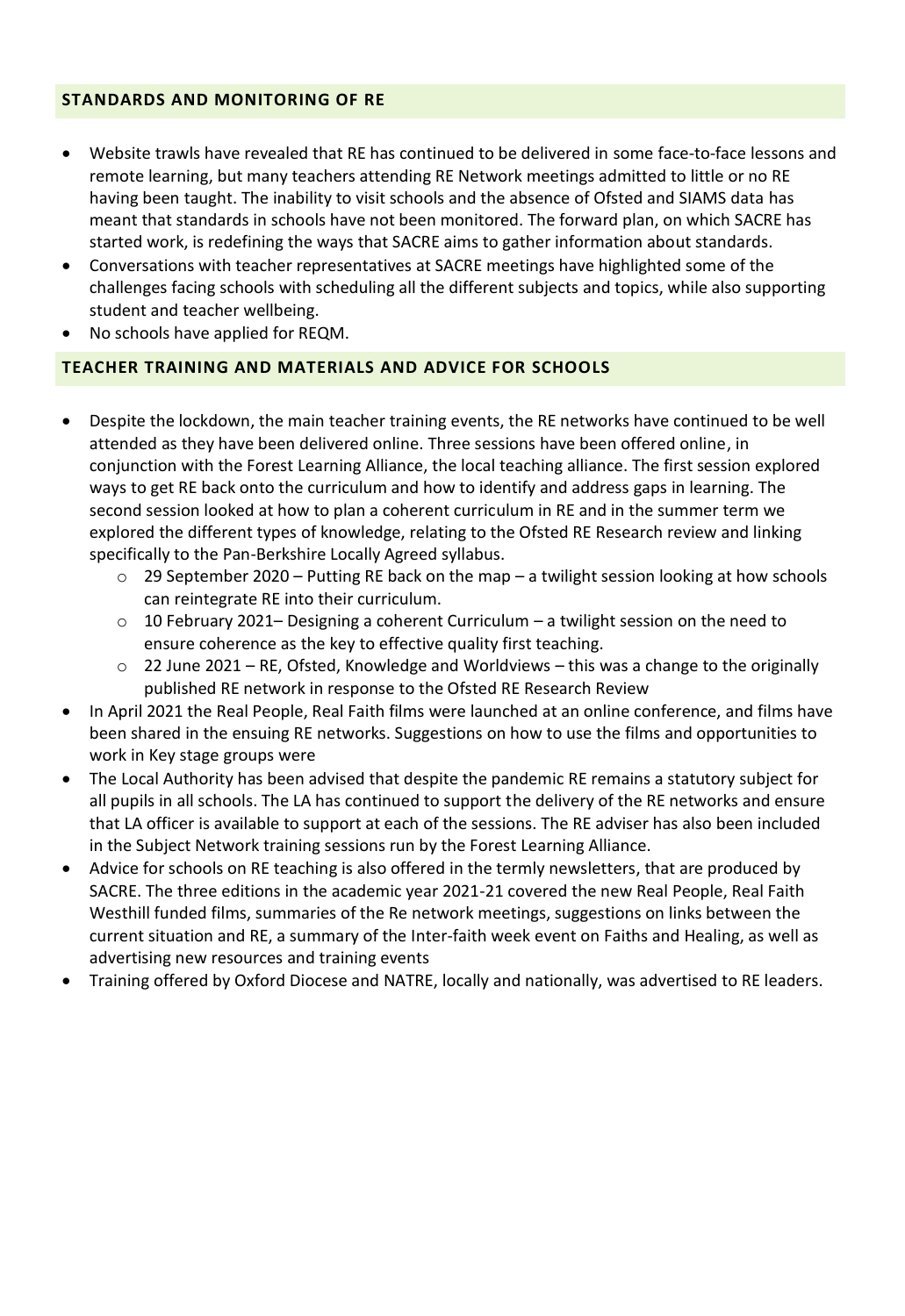## STANDARDS AND MONITORING OF RE

- Website trawls have revealed that RE has continued to be delivered in some face-to-face lessons and remote learning, but many teachers attending RE Network meetings admitted to little or no RE having been taught. The inability to visit schools and the absence of Ofsted and SIAMS data has meant that standards in schools have not been monitored. The forward plan, on which SACRE has started work, is redefining the ways that SACRE aims to gather information about standards.
- Conversations with teacher representatives at SACRE meetings have highlighted some of the challenges facing schools with scheduling all the different subjects and topics, while also supporting student and teacher wellbeing.
- No schools have applied for REQM.

## TEACHER TRAINING AND MATERIALS AND ADVICE FOR SCHOOLS

- Despite the lockdown, the main teacher training events, the RE networks have continued to be well attended as they have been delivered online. Three sessions have been offered online, in conjunction with the Forest Learning Alliance, the local teaching alliance. The first session explored ways to get RE back onto the curriculum and how to identify and address gaps in learning. The second session looked at how to plan a coherent curriculum in RE and in the summer term we explored the different types of knowledge, relating to the Ofsted RE Research review and linking specifically to the Pan-Berkshire Locally Agreed syllabus.
  - 29 September 2020 – Putting RE back on the map – a twilight session looking at how schools can reintegrate RE into their curriculum.
  - 10 February 2021– Designing a coherent Curriculum – a twilight session on the need to ensure coherence as the key to effective quality first teaching.
  - 22 June 2021 – RE, Ofsted, Knowledge and Worldviews – this was a change to the originally published RE network in response to the Ofsted RE Research Review
- In April 2021 the Real People, Real Faith films were launched at an online conference, and films have been shared in the ensuing RE networks. Suggestions on how to use the films and opportunities to work in Key stage groups were
- The Local Authority has been advised that despite the pandemic RE remains a statutory subject for all pupils in all schools. The LA has continued to support the delivery of the RE networks and ensure that LA officer is available to support at each of the sessions. The RE adviser has also been included in the Subject Network training sessions run by the Forest Learning Alliance.
- Advice for schools on RE teaching is also offered in the termly newsletters, that are produced by SACRE. The three editions in the academic year 2021-21 covered the new Real People, Real Faith Westhill funded films, summaries of the Re network meetings, suggestions on links between the current situation and RE, a summary of the Inter-faith week event on Faiths and Healing, as well as advertising new resources and training events
- Training offered by Oxford Diocese and NATRE, locally and nationally, was advertised to RE leaders.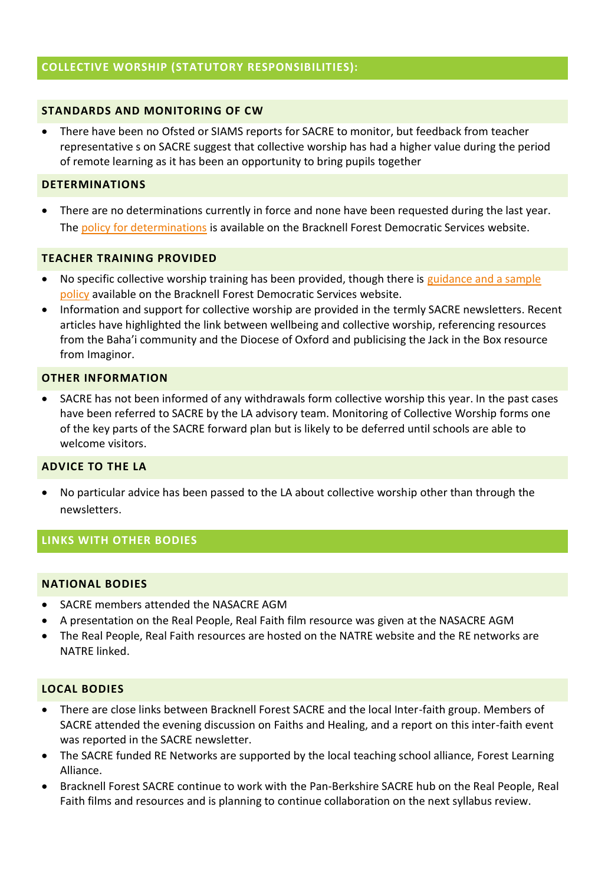## COLLECTIVE WORSHIP (STATUTORY RESPONSIBILITIES):

### STANDARDS AND MONITORING OF CW

- There have been no Ofsted or SIAMS reports for SACRE to monitor, but feedback from teacher representative s on SACRE suggest that collective worship has had a higher value during the period of remote learning as it has been an opportunity to bring pupils together

### DETERMINATIONS

- There are no determinations currently in force and none have been requested during the last year. The policy for determinations is available on the Bracknell Forest Democratic Services website.

### TEACHER TRAINING PROVIDED

- No specific collective worship training has been provided, though there is guidance and a sample policy available on the Bracknell Forest Democratic Services website.
- Information and support for collective worship are provided in the termly SACRE newsletters. Recent articles have highlighted the link between wellbeing and collective worship, referencing resources from the Baha'i community and the Diocese of Oxford and publicising the Jack in the Box resource from Imaginor.

### OTHER INFORMATION

- SACRE has not been informed of any withdrawals form collective worship this year. In the past cases have been referred to SACRE by the LA advisory team. Monitoring of Collective Worship forms one of the key parts of the SACRE forward plan but is likely to be deferred until schools are able to welcome visitors.

### ADVICE TO THE LA

- No particular advice has been passed to the LA about collective worship other than through the newsletters.

## LINKS WITH OTHER BODIES

### NATIONAL BODIES

- SACRE members attended the NASACRE AGM
- A presentation on the Real People, Real Faith film resource was given at the NASACRE AGM
- The Real People, Real Faith resources are hosted on the NATRE website and the RE networks are NATRE linked.

### LOCAL BODIES

- There are close links between Bracknell Forest SACRE and the local Inter-faith group. Members of SACRE attended the evening discussion on Faiths and Healing, and a report on this inter-faith event was reported in the SACRE newsletter.
- The SACRE funded RE Networks are supported by the local teaching school alliance, Forest Learning Alliance.
- Bracknell Forest SACRE continue to work with the Pan-Berkshire SACRE hub on the Real People, Real Faith films and resources and is planning to continue collaboration on the next syllabus review.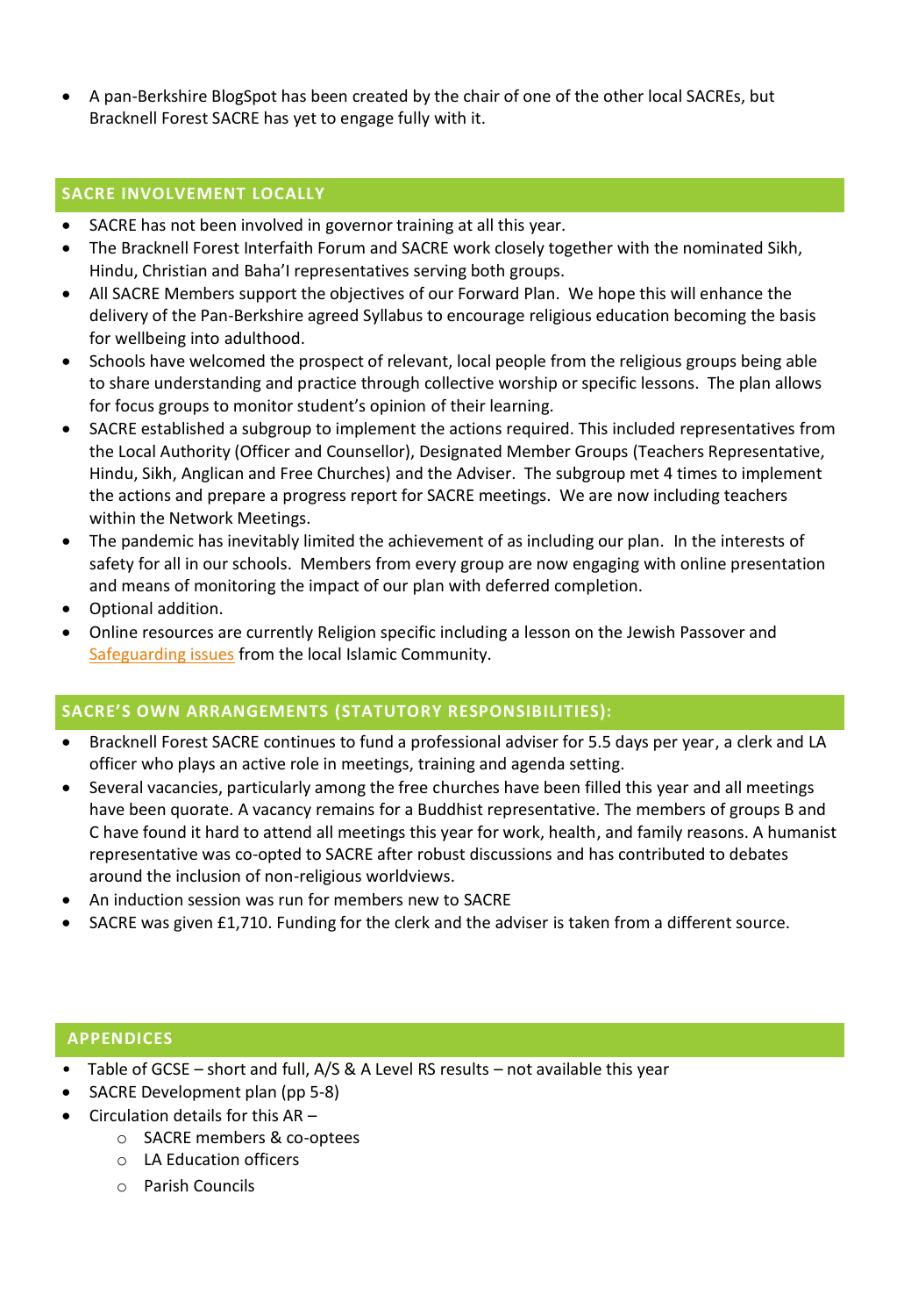- A pan-Berkshire BlogSpot has been created by the chair of one of the other local SACREs, but Bracknell Forest SACRE has yet to engage fully with it.

## SACRE INVOLVEMENT LOCALLY

- SACRE has not been involved in governor training at all this year.
- The Bracknell Forest Interfaith Forum and SACRE work closely together with the nominated Sikh, Hindu, Christian and Baha'I representatives serving both groups.
- All SACRE Members support the objectives of our Forward Plan. We hope this will enhance the delivery of the Pan-Berkshire agreed Syllabus to encourage religious education becoming the basis for wellbeing into adulthood.
- Schools have welcomed the prospect of relevant, local people from the religious groups being able to share understanding and practice through collective worship or specific lessons. The plan allows for focus groups to monitor student's opinion of their learning.
- SACRE established a subgroup to implement the actions required. This included representatives from the Local Authority (Officer and Counsellor), Designated Member Groups (Teachers Representative, Hindu, Sikh, Anglican and Free Churches) and the Adviser. The subgroup met 4 times to implement the actions and prepare a progress report for SACRE meetings. We are now including teachers within the Network Meetings.
- The pandemic has inevitably limited the achievement of as including our plan. In the interests of safety for all in our schools. Members from every group are now engaging with online presentation and means of monitoring the impact of our plan with deferred completion.
- Optional addition.
- Online resources are currently Religion specific including a lesson on the Jewish Passover and Safeguarding issues from the local Islamic Community.

## SACRE'S OWN ARRANGEMENTS (STATUTORY RESPONSIBILITIES):

- Bracknell Forest SACRE continues to fund a professional adviser for 5.5 days per year, a clerk and LA officer who plays an active role in meetings, training and agenda setting.
- Several vacancies, particularly among the free churches have been filled this year and all meetings have been quorate. A vacancy remains for a Buddhist representative. The members of groups B and C have found it hard to attend all meetings this year for work, health, and family reasons. A humanist representative was co-opted to SACRE after robust discussions and has contributed to debates around the inclusion of non-religious worldviews.
- An induction session was run for members new to SACRE
- SACRE was given £1,710. Funding for the clerk and the adviser is taken from a different source.

## APPENDICES

- Table of GCSE – short and full, A/S & A Level RS results – not available this year
- SACRE Development plan (pp 5-8)
- Circulation details for this AR –
  - SACRE members & co-optees
  - LA Education officers
  - Parish Councils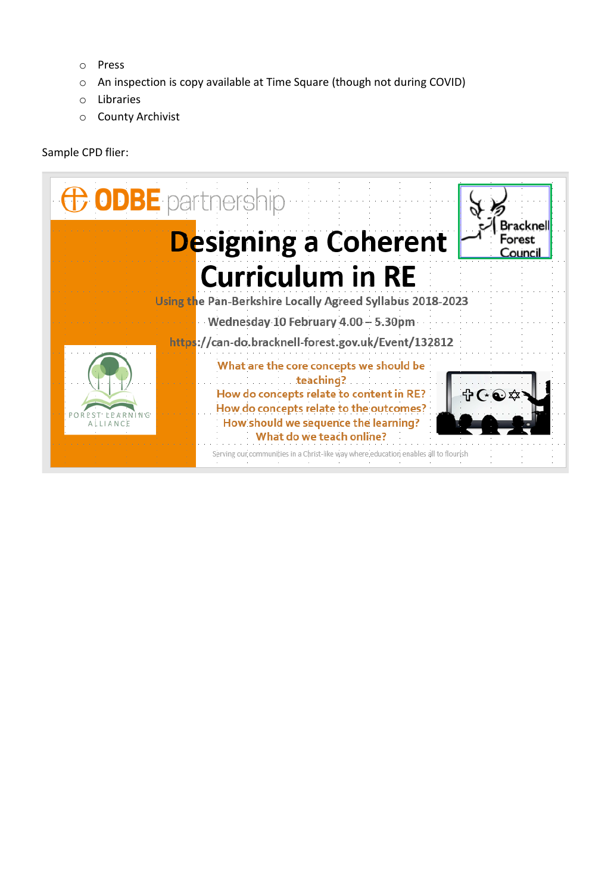- Press
- An inspection is copy available at Time Square (though not during COVID)
- Libraries
- County Archivist

Sample CPD flier:

ODBE partnership

Bracknell Forest Council

# Designing a Coherent Curriculum in RE

Using the Pan-Berkshire Locally Agreed Syllabus 2018-2023

Wednesday 10 February 4.00 – 5.30pm

https://can-do.bracknell-forest.gov.uk/Event/132812

FOREST LEARNING ALLIANCE

What are the core concepts we should be teaching?
How do concepts relate to content in RE?
How do concepts relate to the outcomes?
How should we sequence the learning?
What do we teach online?

Serving our communities in a Christ-like way where education enables all to flourish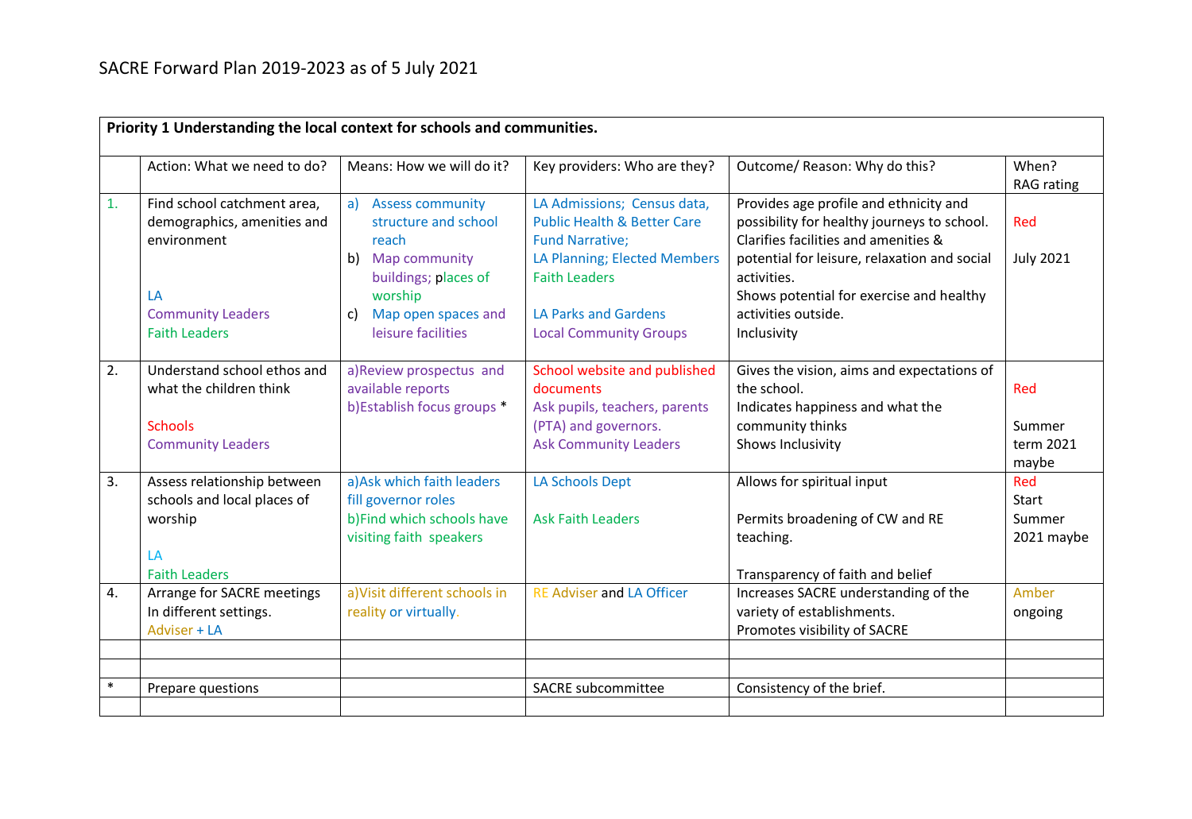# SACRE Forward Plan 2019-2023 as of 5 July 2021

| Priority 1 Understanding the local context for schools and communities. | | | | | |
|---|---|---|---|---|---|
| | Action: What we need to do? | Means: How we will do it? | Key providers: Who are they? | Outcome/ Reason: Why do this? | When? RAG rating |
| 1. | Find school catchment area, demographics, amenities and environment<br><br>LA<br>Community Leaders<br>Faith Leaders | a) Assess community structure and school reach<br>b) Map community buildings; places of worship<br>c) Map open spaces and leisure facilities | LA Admissions; Census data, Public Health & Better Care Fund Narrative;<br>LA Planning; Elected Members<br>Faith Leaders<br><br>LA Parks and Gardens<br>Local Community Groups | Provides age profile and ethnicity and possibility for healthy journeys to school.<br>Clarifies facilities and amenities & potential for leisure, relaxation and social activities.<br>Shows potential for exercise and healthy activities outside.<br>Inclusivity | Red<br><br>July 2021 |
| 2. | Understand school ethos and what the children think<br><br>Schools<br>Community Leaders | a)Review prospectus and available reports<br>b)Establish focus groups * | School website and published documents<br>Ask pupils, teachers, parents (PTA) and governors.<br>Ask Community Leaders | Gives the vision, aims and expectations of the school.<br>Indicates happiness and what the community thinks<br>Shows Inclusivity | Red<br><br>Summer term 2021 maybe |
| 3. | Assess relationship between schools and local places of worship<br><br>LA<br>Faith Leaders | a)Ask which faith leaders fill governor roles<br>b)Find which schools have visiting faith speakers | LA Schools Dept<br><br>Ask Faith Leaders | Allows for spiritual input<br><br>Permits broadening of CW and RE teaching.<br><br>Transparency of faith and belief | Red<br>Start Summer 2021 maybe |
| 4. | Arrange for SACRE meetings In different settings.<br>Adviser + LA | a)Visit different schools in reality or virtually. | RE Adviser and LA Officer | Increases SACRE understanding of the variety of establishments.<br>Promotes visibility of SACRE | Amber<br>ongoing |
| | | | | | |
| | | | | | |
| * | Prepare questions | | SACRE subcommittee | Consistency of the brief. | |
| | | | | | |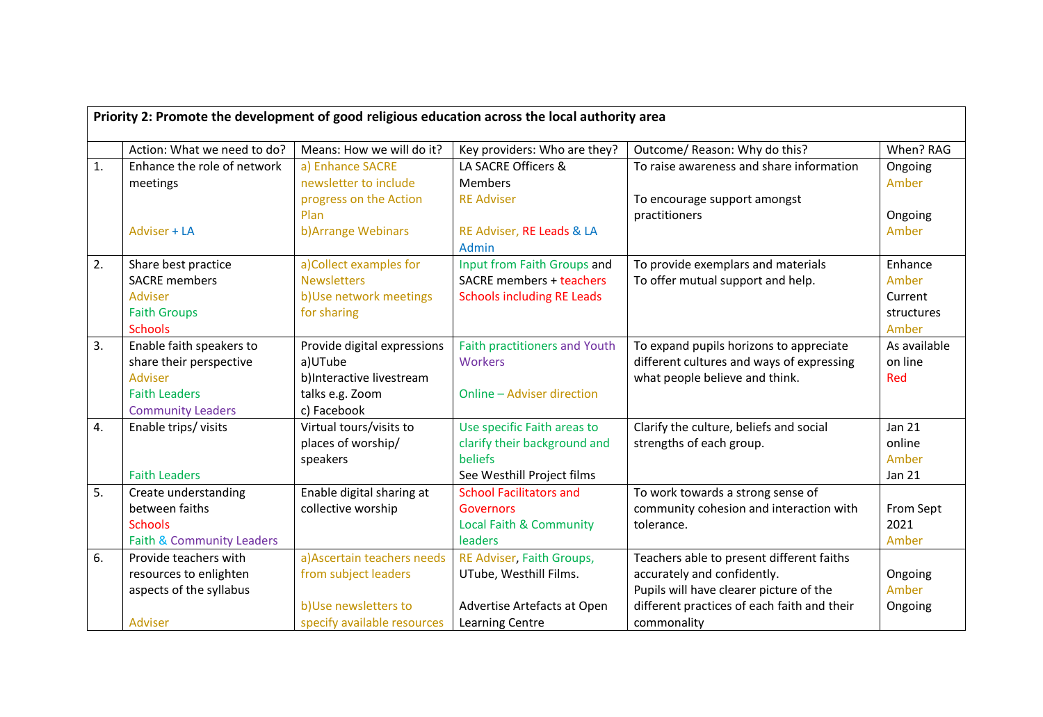| Priority 2: Promote the development of good religious education across the local authority area | | | | | |
|---|---|---|---|---|---|
| | Action: What we need to do? | Means: How we will do it? | Key providers: Who are they? | Outcome/ Reason: Why do this? | When? RAG |
| 1. | Enhance the role of network meetings<br><br>Adviser + LA | a) Enhance SACRE newsletter to include progress on the Action Plan<br>b)Arrange Webinars | LA SACRE Officers & Members<br>RE Adviser<br><br>RE Adviser, RE Leads & LA Admin | To raise awareness and share information<br><br>To encourage support amongst practitioners | Ongoing<br>Amber<br><br>Ongoing<br>Amber |
| 2. | Share best practice<br>SACRE members<br>Adviser<br>Faith Groups<br>Schools | a)Collect examples for Newsletters<br>b)Use network meetings for sharing | Input from Faith Groups and SACRE members + teachers<br>Schools including RE Leads | To provide exemplars and materials<br>To offer mutual support and help. | Enhance<br>Amber<br>Current structures<br>Amber |
| 3. | Enable faith speakers to share their perspective<br>Adviser<br>Faith Leaders<br>Community Leaders | Provide digital expressions<br>a)UTube<br>b)Interactive livestream talks e.g. Zoom<br>c) Facebook | Faith practitioners and Youth Workers<br><br>Online – Adviser direction | To expand pupils horizons to appreciate different cultures and ways of expressing what people believe and think. | As available on line<br>Red |
| 4. | Enable trips/ visits<br><br><br>Faith Leaders | Virtual tours/visits to places of worship/ speakers | Use specific Faith areas to clarify their background and beliefs<br>See Westhill Project films | Clarify the culture, beliefs and social strengths of each group. | Jan 21<br>online<br>Amber<br>Jan 21 |
| 5. | Create understanding between faiths<br>Schools<br>Faith & Community Leaders | Enable digital sharing at collective worship | School Facilitators and Governors<br>Local Faith & Community leaders | To work towards a strong sense of community cohesion and interaction with tolerance. | From Sept 2021<br>Amber |
| 6. | Provide teachers with resources to enlighten aspects of the syllabus<br><br>Adviser | a)Ascertain teachers needs from subject leaders<br><br>b)Use newsletters to specify available resources | RE Adviser, Faith Groups, UTube, Westhill Films.<br><br>Advertise Artefacts at Open Learning Centre | Teachers able to present different faiths accurately and confidently.<br>Pupils will have clearer picture of the different practices of each faith and their commonality | Ongoing<br>Amber<br>Ongoing |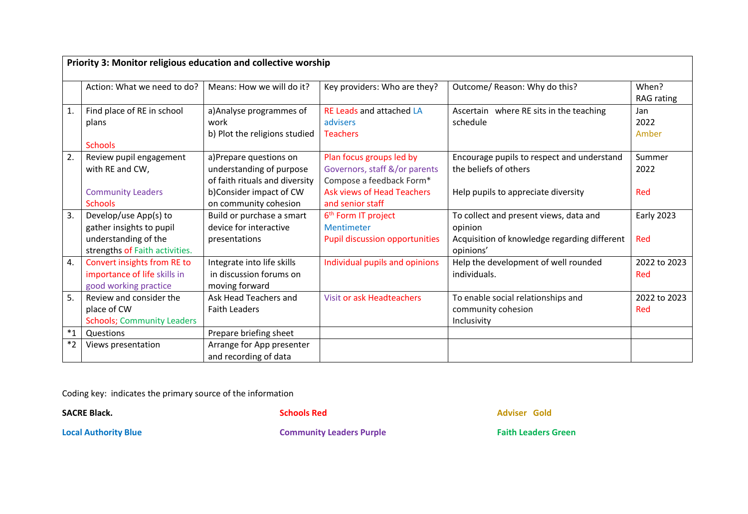| Priority 3: Monitor religious education and collective worship | | | | | |
|---|---|---|---|---|---|
| | Action: What we need to do? | Means: How we will do it? | Key providers: Who are they? | Outcome/ Reason: Why do this? | When? RAG rating |
| 1. | Find place of RE in school plans<br><br>Schools | a)Analyse programmes of work<br>b) Plot the religions studied | RE Leads and attached LA advisers<br>Teachers | Ascertain where RE sits in the teaching schedule | Jan 2022<br>Amber |
| 2. | Review pupil engagement with RE and CW,<br><br>Community Leaders<br>Schools | a)Prepare questions on understanding of purpose of faith rituals and diversity<br>b)Consider impact of CW on community cohesion | Plan focus groups led by Governors, staff &/or parents<br>Compose a feedback Form*<br>Ask views of Head Teachers and senior staff | Encourage pupils to respect and understand the beliefs of others<br><br>Help pupils to appreciate diversity | Summer 2022<br><br>Red |
| 3. | Develop/use App(s) to gather insights to pupil understanding of the strengths of Faith activities. | Build or purchase a smart device for interactive presentations | 6th Form IT project<br>Mentimeter<br>Pupil discussion opportunities | To collect and present views, data and opinion<br>Acquisition of knowledge regarding different opinions' | Early 2023<br><br>Red |
| 4. | Convert insights from RE to importance of life skills in good working practice | Integrate into life skills in discussion forums on moving forward | Individual pupils and opinions | Help the development of well rounded individuals. | 2022 to 2023<br>Red |
| 5. | Review and consider the place of CW<br>Schools; Community Leaders | Ask Head Teachers and Faith Leaders | Visit or ask Headteachers | To enable social relationships and community cohesion<br>Inclusivity | 2022 to 2023<br>Red |
| *1 | Questions | Prepare briefing sheet | | | |
| *2 | Views presentation | Arrange for App presenter and recording of data | | | |

Coding key: indicates the primary source of the information

**SACRE Black.** **Schools Red** **Adviser Gold**

**Local Authority Blue** **Community Leaders Purple** **Faith Leaders Green**